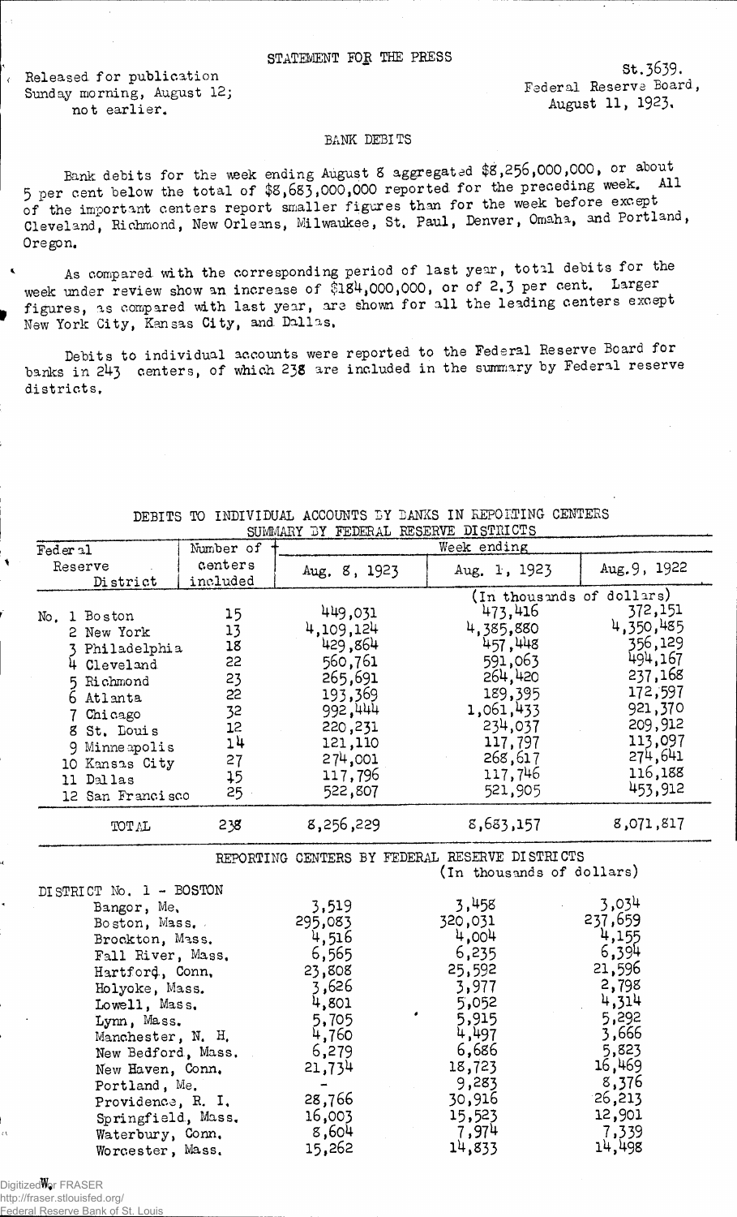STATEMENT FOR THE PRESS

Released for publication Sunday morning, August 12; not earlier.

St.3639.
Federal Reserve Board,
August 11, 1923.

## BANK DEBITS

Bank debits for the week ending August 8 aggregated $8,256,000,000, or about 5 per cent below the total of $8,683,000,000 reported for the preceding week. All of the important centers report smaller figures than for the week before except Cleveland, Richmond, New Orleans, Milwaukee, St. Paul, Denver, Omaha, and Portland, Oregon.

As compared with the corresponding period of last year, total debits for the week under review show an increase of $184,000,000, or of 2.3 per cent. Larger figures, as compared with last year, are shown for all the leading centers except New York City, Kansas City, and Dallas.

Debits to individual accounts were reported to the Federal Reserve Board for banks in 243 centers, of which 238 are included in the summary by Federal reserve districts.

DEBITS TO INDIVIDUAL ACCOUNTS BY BANKS IN REPORTING CENTERS
SUMMARY BY FEDERAL RESERVE DISTRICTS

| Federal Reserve District | Number of centers included | Week ending Aug. 8, 1923 | Aug. 1, 1923 | Aug. 9, 1922 |
|---|---|---|---|---|
| | | (In thousands of dollars) | | |
| No. 1 Boston | 15 | 449,031 | 473,416 | 372,151 |
| 2 New York | 13 | 4,109,124 | 4,385,880 | 4,350,485 |
| 3 Philadelphia | 18 | 429,864 | 457,448 | 356,129 |
| 4 Cleveland | 22 | 560,761 | 591,063 | 494,167 |
| 5 Richmond | 23 | 265,691 | 264,420 | 237,168 |
| 6 Atlanta | 22 | 193,369 | 189,395 | 172,597 |
| 7 Chicago | 32 | 992,444 | 1,061,433 | 921,370 |
| 8 St. Louis | 12 | 220,231 | 234,037 | 209,912 |
| 9 Minneapolis | 14 | 121,110 | 117,797 | 113,097 |
| 10 Kansas City | 27 | 274,001 | 268,617 | 274,641 |
| 11 Dallas | 15 | 117,796 | 117,746 | 116,188 |
| 12 San Francisco | 25 | 522,807 | 521,905 | 453,912 |
| TOTAL | 238 | 8,256,229 | 8,683,157 | 8,071,817 |

REPORTING CENTERS BY FEDERAL RESERVE DISTRICTS
(In thousands of dollars)

| DISTRICT No. 1 - BOSTON | Aug. 8, 1923 | Aug. 1, 1923 | Aug. 9, 1922 |
|---|---|---|---|
| Bangor, Me. | 3,519 | 3,458 | 3,034 |
| Boston, Mass. | 295,083 | 320,031 | 237,659 |
| Brockton, Mass. | 4,516 | 4,004 | 4,155 |
| Fall River, Mass. | 6,565 | 6,235 | 6,394 |
| Hartford, Conn. | 23,808 | 25,592 | 21,596 |
| Holyoke, Mass. | 3,626 | 3,977 | 2,798 |
| Lowell, Mass. | 4,801 | 5,052 | 4,314 |
| Lynn, Mass. | 5,705 | 5,915 | 5,292 |
| Manchester, N. H. | 4,760 | 4,497 | 3,666 |
| New Bedford, Mass. | 6,279 | 6,686 | 5,823 |
| New Haven, Conn. | 21,734 | 18,723 | 16,469 |
| Portland, Me. | - | 9,283 | 8,376 |
| Providence, R. I. | 28,766 | 30,916 | 26,213 |
| Springfield, Mass. | 16,003 | 15,523 | 12,901 |
| Waterbury, Conn. | 8,604 | 7,974 | 7,339 |
| Worcester, Mass. | 15,262 | 14,833 | 14,498 |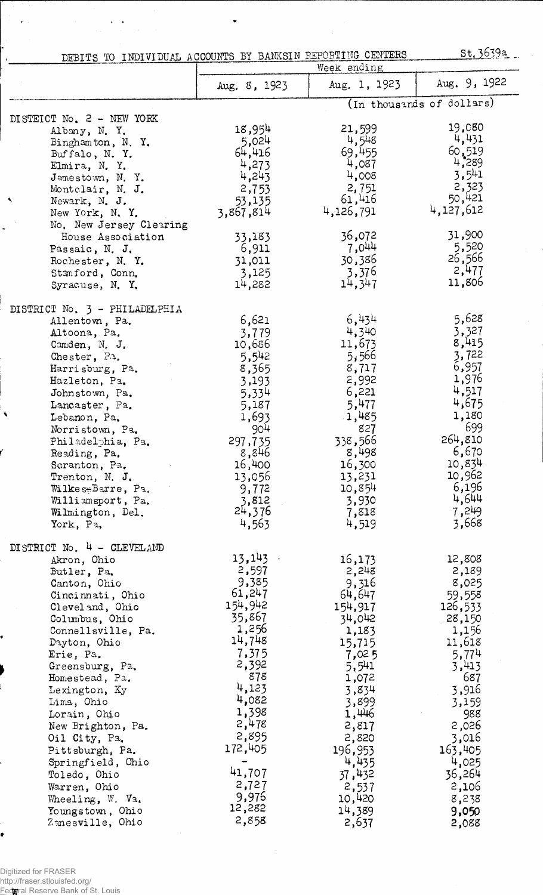DEBITS TO INDIVIDUAL ACCOUNTS BY BANKS IN REPORTING CENTERS St.3639a

| | Week ending | | |
|---|---|---|---|
| | Aug. 8, 1923 | Aug. 1, 1923 | Aug. 9, 1922 |
| | (In thousands of dollars) | | |
| DISTRICT No. 2 - NEW YORK | | | |
| Albany, N. Y. | 18,954 | 21,599 | 19,080 |
| Binghamton, N. Y. | 5,024 | 4,548 | 4,431 |
| Buffalo, N. Y. | 64,416 | 69,455 | 60,519 |
| Elmira, N. Y. | 4,273 | 4,087 | 4,289 |
| Jamestown, N. Y. | 4,243 | 4,008 | 3,541 |
| Montclair, N. J. | 2,753 | 2,751 | 2,323 |
| Newark, N. J. | 53,135 | 61,416 | 50,421 |
| New York, N. Y. | 3,867,814 | 4,126,791 | 4,127,612 |
| No. New Jersey Clearing House Association | 33,183 | 36,072 | 31,900 |
| Passaic, N. J. | 6,911 | 7,044 | 5,520 |
| Rochester, N. Y. | 31,011 | 30,386 | 26,566 |
| Stamford, Conn. | 3,125 | 3,376 | 2,477 |
| Syracuse, N. Y. | 14,282 | 14,347 | 11,806 |
| DISTRICT No. 3 - PHILADELPHIA | | | |
| Allentown, Pa. | 6,621 | 6,434 | 5,628 |
| Altoona, Pa. | 3,779 | 4,340 | 3,327 |
| Camden, N. J. | 10,686 | 11,673 | 8,415 |
| Chester, Pa. | 5,542 | 5,566 | 3,722 |
| Harrisburg, Pa. | 8,365 | 8,717 | 6,957 |
| Hazleton, Pa. | 3,193 | 2,992 | 1,976 |
| Johnstown, Pa. | 5,334 | 6,221 | 4,517 |
| Lancaster, Pa. | 5,187 | 5,477 | 4,675 |
| Lebanon, Pa. | 1,693 | 1,485 | 1,180 |
| Norristown, Pa. | 904 | 827 | 699 |
| Philadelphia, Pa. | 297,735 | 338,566 | 264,810 |
| Reading, Pa. | 8,846 | 8,498 | 6,670 |
| Scranton, Pa. | 16,400 | 16,300 | 10,834 |
| Trenton, N. J. | 13,056 | 13,231 | 10,962 |
| Wilkes-Barre, Pa. | 9,772 | 10,854 | 6,196 |
| Williamsport, Pa. | 3,812 | 3,930 | 4,644 |
| Wilmington, Del. | 24,376 | 7,818 | 7,249 |
| York, Pa. | 4,563 | 4,519 | 3,668 |
| DISTRICT No. 4 - CLEVELAND | | | |
| Akron, Ohio | 13,143 | 16,173 | 12,808 |
| Butler, Pa. | 2,597 | 2,248 | 2,189 |
| Canton, Ohio | 9,385 | 9,316 | 8,025 |
| Cincinnati, Ohio | 61,247 | 64,647 | 59,558 |
| Cleveland, Ohio | 154,942 | 154,917 | 126,533 |
| Columbus, Ohio | 35,867 | 34,042 | 28,150 |
| Connellsville, Pa. | 1,256 | 1,183 | 1,156 |
| Dayton, Ohio | 14,748 | 15,715 | 11,618 |
| Erie, Pa. | 7,375 | 7,025 | 5,774 |
| Greensburg, Pa. | 2,392 | 5,541 | 3,413 |
| Homestead, Pa. | 878 | 1,072 | 687 |
| Lexington, Ky | 4,123 | 3,834 | 3,916 |
| Lima, Ohio | 4,082 | 3,899 | 3,159 |
| Lorain, Ohio | 1,398 | 1,446 | 988 |
| New Brighton, Pa. | 2,478 | 2,817 | 2,026 |
| Oil City, Pa. | 2,895 | 2,820 | 3,016 |
| Pittsburgh, Pa. | 172,405 | 196,953 | 163,405 |
| Springfield, Ohio | - | 4,435 | 4,025 |
| Toledo, Ohio | 41,707 | 37,432 | 36,264 |
| Warren, Ohio | 2,727 | 2,537 | 2,106 |
| Wheeling, W. Va. | 9,976 | 10,420 | 8,238 |
| Youngstown, Ohio | 12,282 | 14,389 | 9,050 |
| Zanesville, Ohio | 2,858 | 2,637 | 2,088 |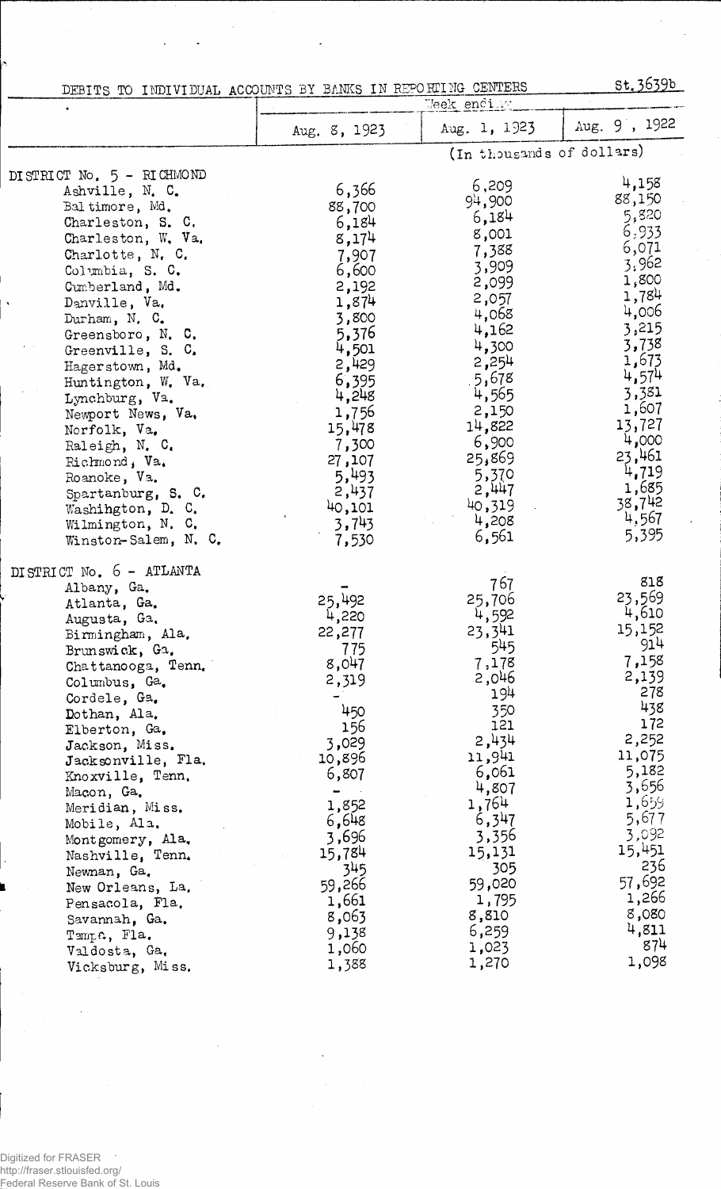DEBITS TO INDIVIDUAL ACCOUNTS BY BANKS IN REPORTING CENTERS St.3639b

| | Week ending | | |
|---|---|---|---|
| | Aug. 8, 1923 | Aug. 1, 1923 | Aug. 9, 1922 |
| | (In thousands of dollars) | | |
| DISTRICT No. 5 - RICHMOND | | | |
| Ashville, N. C. | 6,366 | 6,209 | 4,158 |
| Baltimore, Md. | 88,700 | 94,900 | 88,150 |
| Charleston, S. C. | 6,184 | 6,184 | 5,820 |
| Charleston, W. Va. | 8,174 | 8,001 | 6,933 |
| Charlotte, N. C. | 7,907 | 7,388 | 6,071 |
| Columbia, S. C. | 6,600 | 3,909 | 3,962 |
| Cumberland, Md. | 2,192 | 2,099 | 1,800 |
| Danville, Va. | 1,874 | 2,057 | 1,784 |
| Durham, N. C. | 3,800 | 4,068 | 4,006 |
| Greensboro, N. C. | 5,376 | 4,162 | 3,215 |
| Greenville, S. C. | 4,501 | 4,300 | 3,738 |
| Hagerstown, Md. | 2,429 | 2,254 | 1,673 |
| Huntington, W. Va. | 6,395 | 5,678 | 4,574 |
| Lynchburg, Va. | 4,248 | 4,565 | 3,381 |
| Newport News, Va. | 1,756 | 2,150 | 1,607 |
| Norfolk, Va. | 15,478 | 14,822 | 13,727 |
| Raleigh, N. C. | 7,300 | 6,900 | 4,000 |
| Richmond, Va. | 27,107 | 25,869 | 23,461 |
| Roanoke, Va. | 5,493 | 5,370 | 4,719 |
| Spartanburg, S. C. | 2,437 | 2,447 | 1,685 |
| Washington, D. C. | 40,101 | 40,319 | 38,742 |
| Wilmington, N. C. | 3,743 | 4,208 | 4,567 |
| Winston-Salem, N. C. | 7,530 | 6,561 | 5,395 |
| DISTRICT No. 6 - ATLANTA | | | |
| Albany, Ga. | - | 767 | 818 |
| Atlanta, Ga. | 25,492 | 25,706 | 23,569 |
| Augusta, Ga. | 4,220 | 4,592 | 4,610 |
| Birmingham, Ala. | 22,277 | 23,341 | 15,152 |
| Brunswick, Ga. | 775 | 545 | 914 |
| Chattanooga, Tenn. | 8,047 | 7,178 | 7,158 |
| Columbus, Ga. | 2,319 | 2,046 | 2,139 |
| Cordele, Ga. | - | 194 | 278 |
| Dothan, Ala. | 450 | 350 | 438 |
| Elberton, Ga. | 156 | 121 | 172 |
| Jackson, Miss. | 3,029 | 2,434 | 2,252 |
| Jacksonville, Fla. | 10,896 | 11,941 | 11,075 |
| Knoxville, Tenn. | 6,807 | 6,061 | 5,182 |
| Macon, Ga. | - | 4,807 | 3,656 |
| Meridian, Miss. | 1,852 | 1,764 | 1,659 |
| Mobile, Ala. | 6,648 | 6,347 | 5,677 |
| Montgomery, Ala. | 3,696 | 3,356 | 3,092 |
| Nashville, Tenn. | 15,784 | 15,131 | 15,451 |
| Newnan, Ga. | 345 | 305 | 236 |
| New Orleans, La. | 59,266 | 59,020 | 57,692 |
| Pensacola, Fla. | 1,661 | 1,795 | 1,266 |
| Savannah, Ga. | 8,063 | 8,810 | 8,080 |
| Tampa, Fla. | 9,138 | 6,259 | 4,811 |
| Valdosta, Ga. | 1,060 | 1,023 | 874 |
| Vicksburg, Miss. | 1,388 | 1,270 | 1,098 |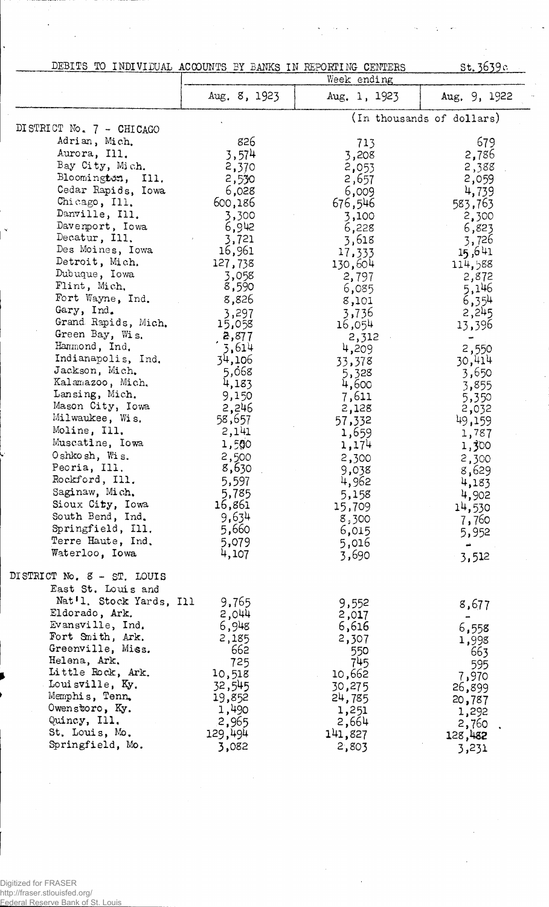## DEBITS TO INDIVIDUAL ACCOUNTS BY BANKS IN REPORTING CENTERS

St.3639c

| | Week ending | | |
|---|---|---|---|
| | Aug. 8, 1923 | Aug. 1, 1923 | Aug. 9, 1922 |
| | (In thousands of dollars) | | |
| **DISTRICT No. 7 - CHICAGO** | | | |
| Adrian, Mich. | 826 | 713 | 679 |
| Aurora, Ill. | 3,574 | 3,208 | 2,786 |
| Bay City, Mich. | 2,370 | 2,053 | 2,388 |
| Bloomington, Ill. | 2,530 | 2,657 | 2,059 |
| Cedar Rapids, Iowa | 6,028 | 6,009 | 4,739 |
| Chicago, Ill. | 600,186 | 676,546 | 583,763 |
| Danville, Ill. | 3,300 | 3,100 | 2,300 |
| Davenport, Iowa | 6,942 | 6,228 | 6,823 |
| Decatur, Ill. | 3,721 | 3,618 | 3,726 |
| Des Moines, Iowa | 16,961 | 17,333 | 15,641 |
| Detroit, Mich. | 127,738 | 130,604 | 114,588 |
| Dubuque, Iowa | 3,058 | 2,797 | 2,872 |
| Flint, Mich. | 8,590 | 6,085 | 5,146 |
| Fort Wayne, Ind. | 8,826 | 8,101 | 6,354 |
| Gary, Ind. | 3,297 | 3,736 | 2,245 |
| Grand Rapids, Mich. | 15,058 | 16,054 | 13,396 |
| Green Bay, Wis. | 2,877 | 2,312 | - |
| Hammond, Ind. | 3,614 | 4,209 | 2,550 |
| Indianapolis, Ind. | 34,106 | 33,378 | 30,414 |
| Jackson, Mich. | 5,068 | 5,328 | 3,650 |
| Kalamazoo, Mich. | 4,183 | 4,600 | 3,855 |
| Lansing, Mich. | 9,150 | 7,611 | 5,350 |
| Mason City, Iowa | 2,246 | 2,128 | 2,032 |
| Milwaukee, Wis. | 58,657 | 57,332 | 49,159 |
| Moline, Ill. | 2,141 | 1,659 | 1,787 |
| Muscatine, Iowa | 1,590 | 1,174 | 1,300 |
| Oshkosh, Wis. | 2,500 | 2,300 | 2,300 |
| Peoria, Ill. | 8,630 | 9,038 | 8,629 |
| Rockford, Ill. | 5,597 | 4,962 | 4,183 |
| Saginaw, Mich. | 5,785 | 5,158 | 4,902 |
| Sioux City, Iowa | 16,861 | 15,709 | 14,530 |
| South Bend, Ind. | 9,634 | 8,300 | 7,760 |
| Springfield, Ill. | 5,660 | 6,015 | 5,952 |
| Terre Haute, Ind. | 5,079 | 5,016 | - |
| Waterloo, Iowa | 4,107 | 3,690 | 3,512 |
| **DISTRICT No. 8 - ST. LOUIS** | | | |
| East St. Louis and Nat'l. Stock Yards, Ill | 9,765 | 9,552 | 8,677 |
| Eldorado, Ark. | 2,044 | 2,017 | - |
| Evansville, Ind. | 6,948 | 6,616 | 6,558 |
| Fort Smith, Ark. | 2,185 | 2,307 | 1,998 |
| Greenville, Miss. | 662 | 550 | 663 |
| Helena, Ark. | 725 | 745 | 595 |
| Little Rock, Ark. | 10,518 | 10,662 | 7,970 |
| Louisville, Ky. | 32,545 | 30,275 | 26,899 |
| Memphis, Tenn. | 19,852 | 24,785 | 20,787 |
| Owensboro, Ky. | 1,490 | 1,251 | 1,292 |
| Quincy, Ill. | 2,965 | 2,664 | 2,760 |
| St. Louis, Mo. | 129,494 | 141,827 | 128,482 |
| Springfield, Mo. | 3,082 | 2,803 | 3,231 |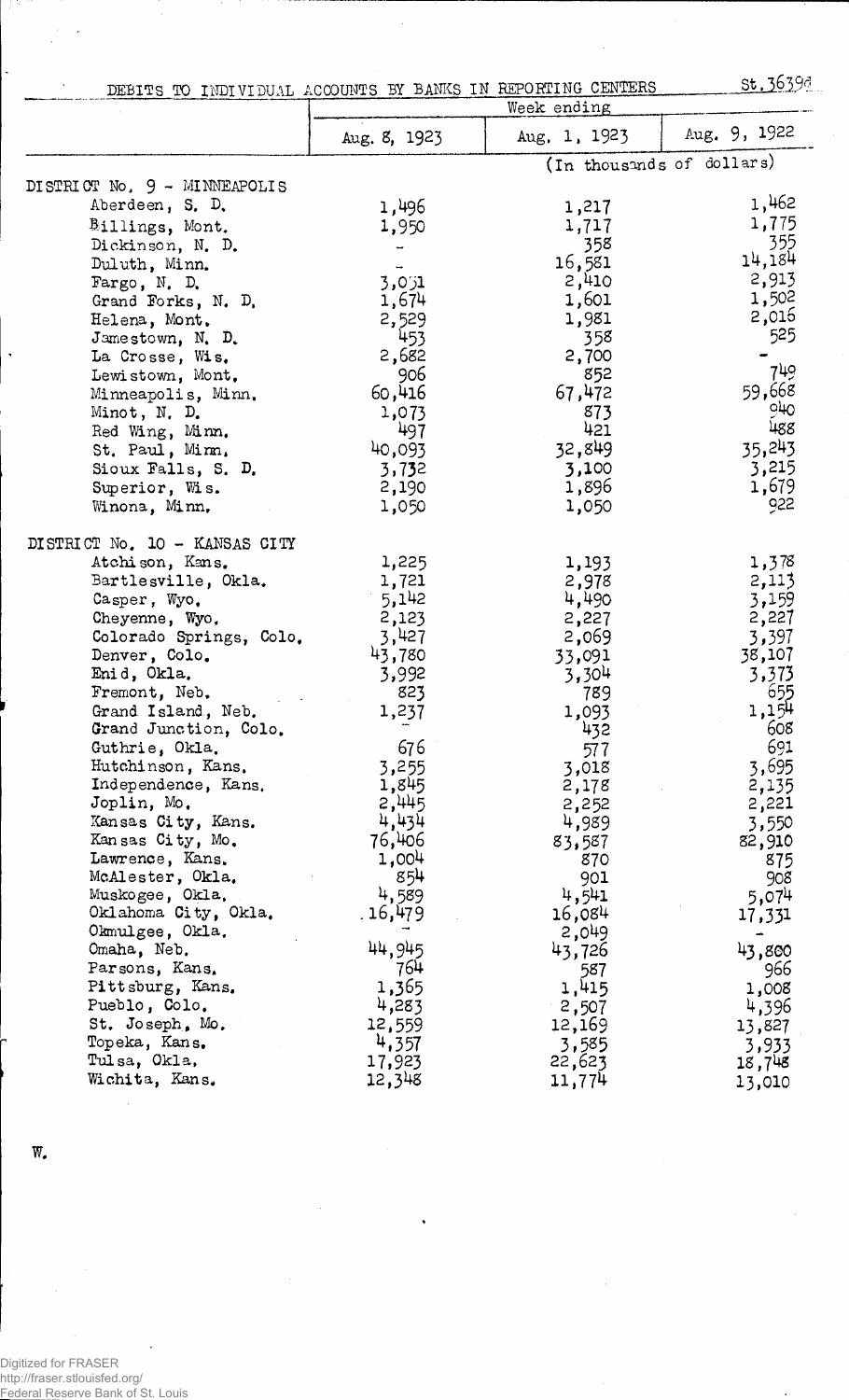DEBITS TO INDIVIDUAL ACCOUNTS BY BANKS IN REPORTING CENTERS

St. 3639d

| | Week ending | | |
|---|---|---|---|
| | Aug. 8, 1923 | Aug. 1, 1923 | Aug. 9, 1922 |
| | (In thousands of dollars) | | |
| DISTRICT No. 9 - MINNEAPOLIS | | | |
| Aberdeen, S. D. | 1,496 | 1,217 | 1,462 |
| Billings, Mont. | 1,950 | 1,717 | 1,775 |
| Dickinson, N. D. | - | 358 | 355 |
| Duluth, Minn. | - | 16,581 | 14,184 |
| Fargo, N. D. | 3,031 | 2,410 | 2,913 |
| Grand Forks, N. D. | 1,674 | 1,601 | 1,502 |
| Helena, Mont. | 2,529 | 1,981 | 2,016 |
| Jamestown, N. D. | 453 | 358 | 525 |
| La Crosse, Wis. | 2,682 | 2,700 | - |
| Lewistown, Mont. | 906 | 852 | 749 |
| Minneapolis, Minn. | 60,416 | 67,472 | 59,668 |
| Minot, N. D. | 1,073 | 873 | 940 |
| Red Wing, Minn. | 497 | 421 | 488 |
| St. Paul, Minn. | 40,093 | 32,849 | 35,243 |
| Sioux Falls, S. D. | 3,732 | 3,100 | 3,215 |
| Superior, Wis. | 2,190 | 1,896 | 1,679 |
| Winona, Minn. | 1,050 | 1,050 | 922 |
| DISTRICT No. 10 - KANSAS CITY | | | |
| Atchison, Kans. | 1,225 | 1,193 | 1,378 |
| Bartlesville, Okla. | 1,721 | 2,978 | 2,113 |
| Casper, Wyo. | 5,142 | 4,490 | 3,159 |
| Cheyenne, Wyo. | 2,123 | 2,227 | 2,227 |
| Colorado Springs, Colo. | 3,427 | 2,069 | 3,397 |
| Denver, Colo. | 43,780 | 33,091 | 38,107 |
| Enid, Okla. | 3,992 | 3,304 | 3,373 |
| Fremont, Neb. | 823 | 789 | 655 |
| Grand Island, Neb. | 1,237 | 1,093 | 1,154 |
| Grand Junction, Colo. | - | 432 | 608 |
| Guthrie, Okla. | 676 | 577 | 691 |
| Hutchinson, Kans. | 3,255 | 3,018 | 3,695 |
| Independence, Kans. | 1,845 | 2,178 | 2,135 |
| Joplin, Mo. | 2,445 | 2,252 | 2,221 |
| Kansas City, Kans. | 4,434 | 4,989 | 3,550 |
| Kansas City, Mo. | 76,406 | 83,587 | 82,910 |
| Lawrence, Kans. | 1,004 | 870 | 875 |
| McAlester, Okla. | 854 | 901 | 908 |
| Muskogee, Okla. | 4,589 | 4,541 | 5,074 |
| Oklahoma City, Okla. | 16,479 | 16,084 | 17,331 |
| Okmulgee, Okla. | - | 2,049 | - |
| Omaha, Neb. | 44,945 | 43,726 | 43,800 |
| Parsons, Kans. | 764 | 587 | 966 |
| Pittsburg, Kans. | 1,365 | 1,415 | 1,008 |
| Pueblo, Colo. | 4,283 | 2,507 | 4,396 |
| St. Joseph, Mo. | 12,559 | 12,169 | 13,827 |
| Topeka, Kans. | 4,357 | 3,585 | 3,933 |
| Tulsa, Okla. | 17,923 | 22,623 | 18,748 |
| Wichita, Kans. | 12,348 | 11,774 | 13,010 |

W.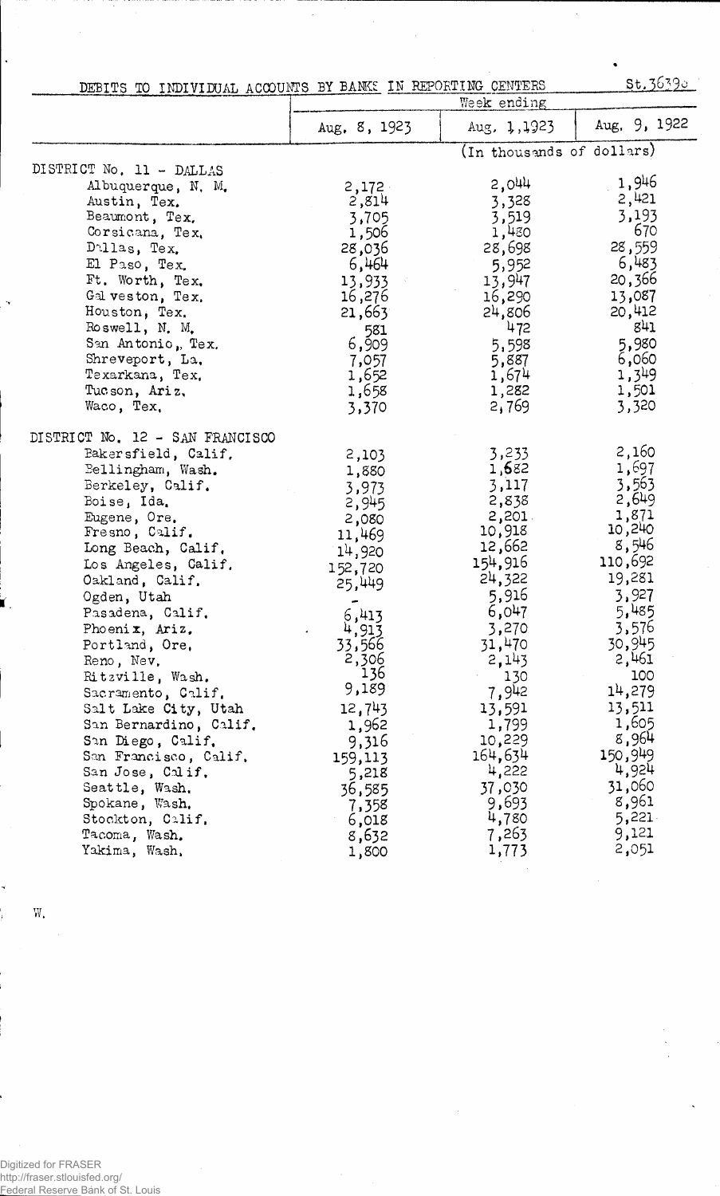## DEBITS TO INDIVIDUAL ACCOUNTS BY BANKS IN REPORTING CENTERS

St.3639c

| | Week ending | | |
|---|---|---|---|
| | Aug. 8, 1923 | Aug. 1, 1923 | Aug. 9, 1922 |
| | (In thousands of dollars) | | |
| **DISTRICT No. 11 - DALLAS** | | | |
| Albuquerque, N. M. | 2,172 | 2,044 | 1,946 |
| Austin, Tex. | 2,814 | 3,328 | 2,421 |
| Beaumont, Tex. | 3,705 | 3,519 | 3,193 |
| Corsicana, Tex. | 1,506 | 1,480 | 670 |
| Dallas, Tex. | 28,036 | 28,698 | 28,559 |
| El Paso, Tex. | 6,464 | 5,952 | 6,483 |
| Ft. Worth, Tex. | 13,933 | 13,947 | 20,366 |
| Galveston, Tex. | 16,276 | 16,290 | 13,087 |
| Houston, Tex. | 21,663 | 24,806 | 20,412 |
| Roswell, N. M. | 581 | 472 | 841 |
| San Antonio, Tex. | 6,909 | 5,598 | 5,980 |
| Shreveport, La. | 7,057 | 5,887 | 6,060 |
| Texarkana, Tex. | 1,652 | 1,674 | 1,349 |
| Tucson, Ariz. | 1,658 | 1,282 | 1,501 |
| Waco, Tex. | 3,370 | 2,769 | 3,320 |
| **DISTRICT No. 12 - SAN FRANCISCO** | | | |
| Bakersfield, Calif. | 2,103 | 3,233 | 2,160 |
| Bellingham, Wash. | 1,880 | 1,682 | 1,697 |
| Berkeley, Calif. | 3,973 | 3,117 | 3,563 |
| Boise, Ida. | 2,945 | 2,838 | 2,649 |
| Eugene, Ore. | 2,080 | 2,201 | 1,871 |
| Fresno, Calif. | 11,469 | 10,918 | 10,240 |
| Long Beach, Calif. | 14,920 | 12,662 | 8,546 |
| Los Angeles, Calif. | 152,720 | 154,916 | 110,692 |
| Oakland, Calif. | 25,449 | 24,322 | 19,281 |
| Ogden, Utah | - | 5,916 | 3,927 |
| Pasadena, Calif. | 6,413 | 6,047 | 5,485 |
| Phoenix, Ariz. | 4,913 | 3,270 | 3,576 |
| Portland, Ore. | 33,566 | 31,470 | 30,945 |
| Reno, Nev. | 2,306 | 2,143 | 2,461 |
| Ritzville, Wash. | 136 | 130 | 100 |
| Sacramento, Calif. | 9,189 | 7,942 | 14,279 |
| Salt Lake City, Utah | 12,743 | 13,591 | 13,511 |
| San Bernardino, Calif. | 1,962 | 1,799 | 1,605 |
| San Diego, Calif. | 9,316 | 10,229 | 8,964 |
| San Francisco, Calif. | 159,113 | 164,634 | 150,949 |
| San Jose, Calif. | 5,218 | 4,222 | 4,924 |
| Seattle, Wash. | 36,585 | 37,030 | 31,060 |
| Spokane, Wash. | 7,358 | 9,693 | 8,961 |
| Stockton, Calif. | 6,018 | 4,780 | 5,221 |
| Tacoma, Wash. | 8,632 | 7,263 | 9,121 |
| Yakima, Wash. | 1,800 | 1,773 | 2,051 |

W.